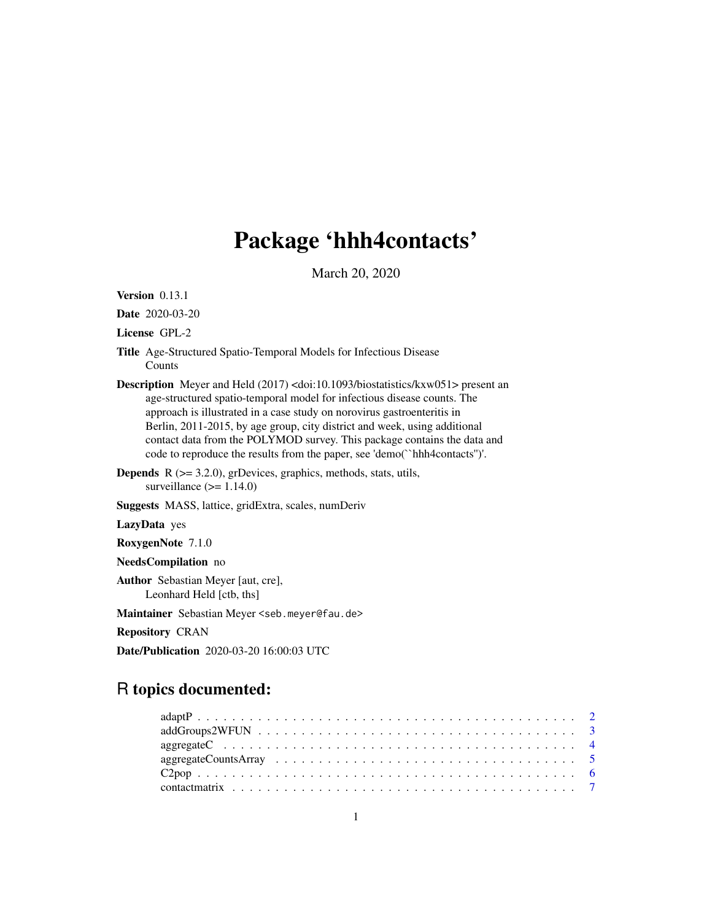# Package 'hhh4contacts'

March 20, 2020

**Version** 0.13.1

**Date** 2020-03-20

**License** GPL-2

**Title** Age-Structured Spatio-Temporal Models for Infectious Disease Counts

**Description** Meyer and Held (2017) <doi:10.1093/biostatistics/kxw051> present an age-structured spatio-temporal model for infectious disease counts. The approach is illustrated in a case study on norovirus gastroenteritis in Berlin, 2011-2015, by age group, city district and week, using additional contact data from the POLYMOD survey. This package contains the data and code to reproduce the results from the paper, see 'demo(``hhh4contacts'')'.

**Depends** R (>= 3.2.0), grDevices, graphics, methods, stats, utils, surveillance (>= 1.14.0)

**Suggests** MASS, lattice, gridExtra, scales, numDeriv

**LazyData** yes

**RoxygenNote** 7.1.0

**NeedsCompilation** no

**Author** Sebastian Meyer [aut, cre], Leonhard Held [ctb, ths]

**Maintainer** Sebastian Meyer <seb.meyer@fau.de>

**Repository** CRAN

**Date/Publication** 2020-03-20 16:00:03 UTC

## R topics documented:

- adaptP . . . . . . . . . . . . . . . . . . . . . . . . . . . . . . . . . . . . . . . . . 2
- addGroups2WFUN . . . . . . . . . . . . . . . . . . . . . . . . . . . . . . . . . . . 3
- aggregateC . . . . . . . . . . . . . . . . . . . . . . . . . . . . . . . . . . . . . . 4
- aggregateCountsArray . . . . . . . . . . . . . . . . . . . . . . . . . . . . . . . . 5
- C2pop . . . . . . . . . . . . . . . . . . . . . . . . . . . . . . . . . . . . . . . . . 6
- contactmatrix . . . . . . . . . . . . . . . . . . . . . . . . . . . . . . . . . . . . 7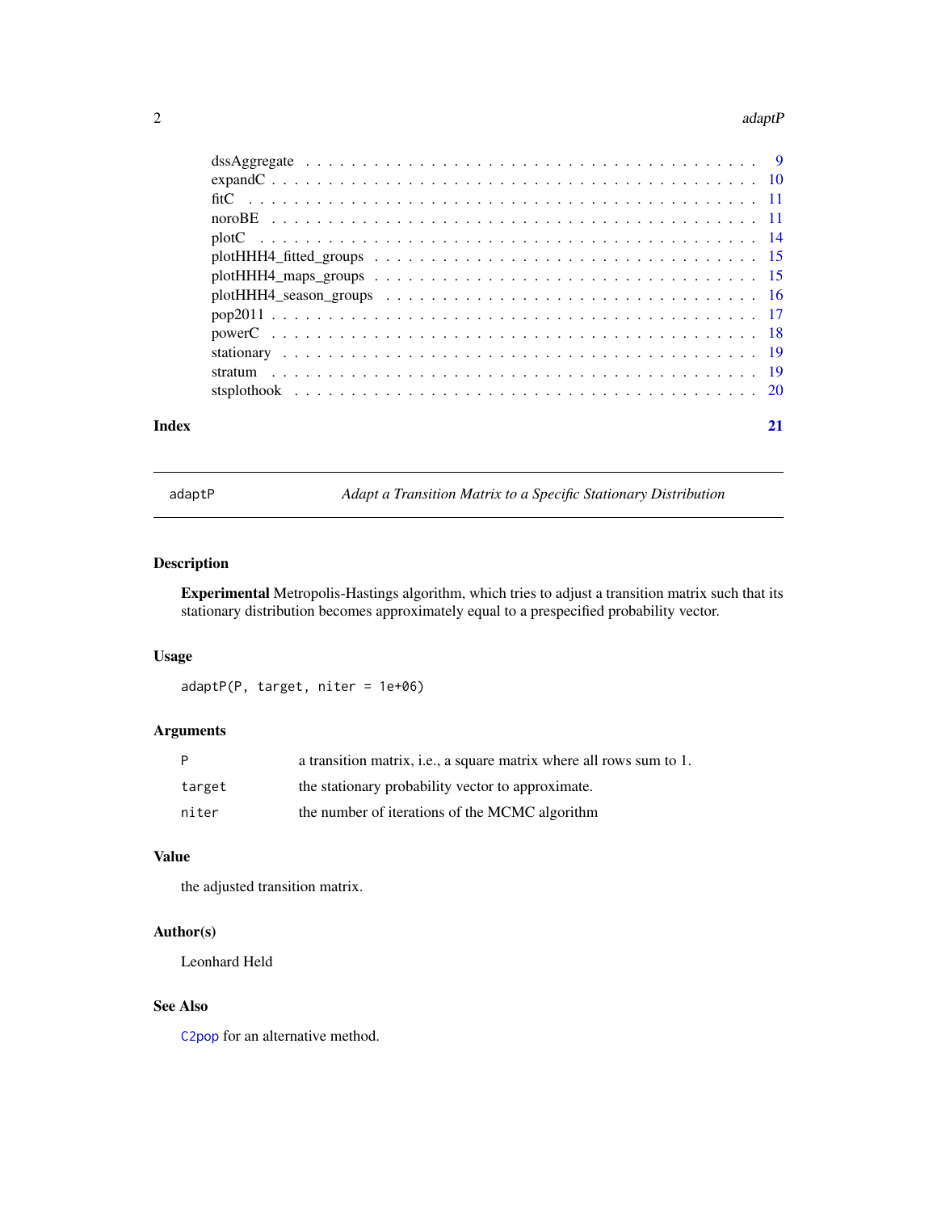| | |
|---|---|
| dssAggregate | 9 |
| expandC | 10 |
| fitC | 11 |
| noroBE | 11 |
| plotC | 14 |
| plotHHH4_fitted_groups | 15 |
| plotHHH4_maps_groups | 15 |
| plotHHH4_season_groups | 16 |
| pop2011 | 17 |
| powerC | 18 |
| stationary | 19 |
| stratum | 19 |
| stsplothook | 20 |

**Index** **21**

---

`adaptP` *Adapt a Transition Matrix to a Specific Stationary Distribution*

---

## Description

**Experimental** Metropolis-Hastings algorithm, which tries to adjust a transition matrix such that its stationary distribution becomes approximately equal to a prespecified probability vector.

## Usage

```
adaptP(P, target, niter = 1e+06)
```

## Arguments

| | |
|---|---|
| `P` | a transition matrix, i.e., a square matrix where all rows sum to 1. |
| `target` | the stationary probability vector to approximate. |
| `niter` | the number of iterations of the MCMC algorithm |

## Value

the adjusted transition matrix.

## Author(s)

Leonhard Held

## See Also

`C2pop` for an alternative method.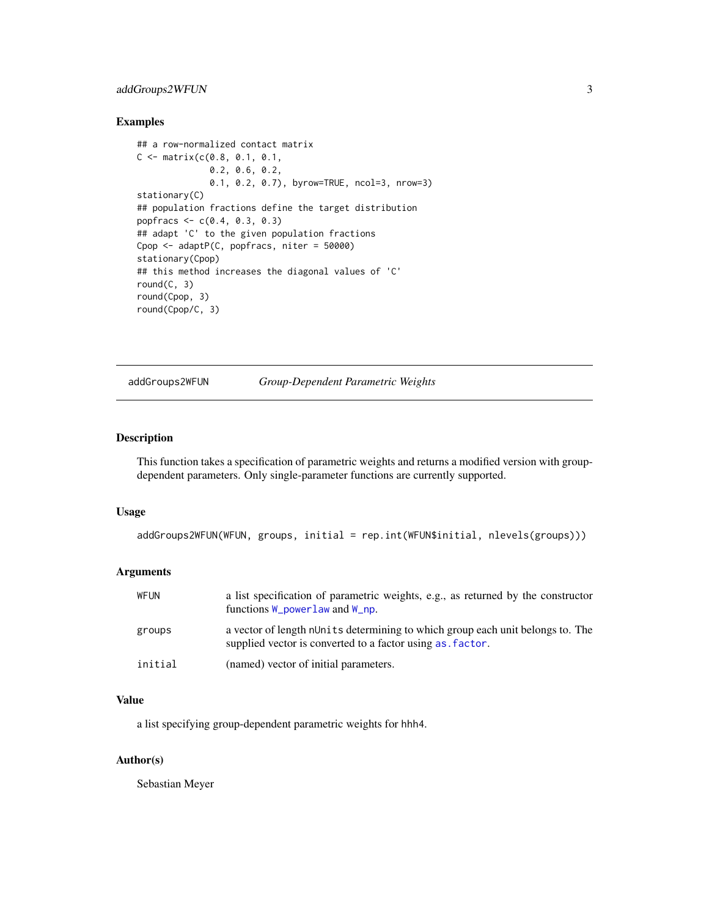### Examples

```
## a row-normalized contact matrix
C <- matrix(c(0.8, 0.1, 0.1,
              0.2, 0.6, 0.2,
              0.1, 0.2, 0.7), byrow=TRUE, ncol=3, nrow=3)
stationary(C)
## population fractions define the target distribution
popfracs <- c(0.4, 0.3, 0.3)
## adapt 'C' to the given population fractions
Cpop <- adaptP(C, popfracs, niter = 50000)
stationary(Cpop)
## this method increases the diagonal values of 'C'
round(C, 3)
round(Cpop, 3)
round(Cpop/C, 3)
```

---

## addGroups2WFUN — *Group-Dependent Parametric Weights*

### Description

This function takes a specification of parametric weights and returns a modified version with group-dependent parameters. Only single-parameter functions are currently supported.

### Usage

```
addGroups2WFUN(WFUN, groups, initial = rep.int(WFUN$initial, nlevels(groups)))
```

### Arguments

| | |
|---|---|
| WFUN | a list specification of parametric weights, e.g., as returned by the constructor functions W_powerlaw and W_np. |
| groups | a vector of length nUnits determining to which group each unit belongs to. The supplied vector is converted to a factor using as.factor. |
| initial | (named) vector of initial parameters. |

### Value

a list specifying group-dependent parametric weights for hhh4.

### Author(s)

Sebastian Meyer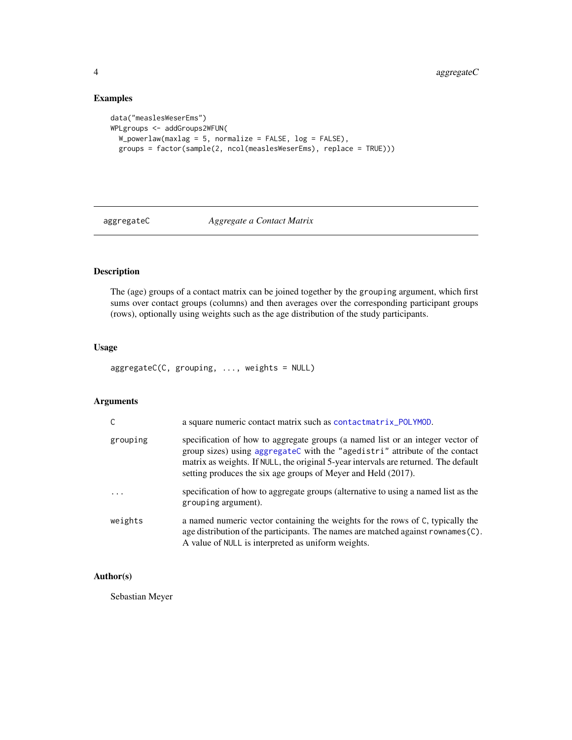## Examples

```
data("measlesWeserEms")
WPLgroups <- addGroups2WFUN(
  W_powerlaw(maxlag = 5, normalize = FALSE, log = FALSE),
  groups = factor(sample(2, ncol(measlesWeserEms), replace = TRUE)))
```

---

# aggregateC — *Aggregate a Contact Matrix*

---

## Description

The (age) groups of a contact matrix can be joined together by the `grouping` argument, which first sums over contact groups (columns) and then averages over the corresponding participant groups (rows), optionally using weights such as the age distribution of the study participants.

## Usage

```
aggregateC(C, grouping, ..., weights = NULL)
```

## Arguments

| | |
|---|---|
| `C` | a square numeric contact matrix such as `contactmatrix_POLYMOD`. |
| `grouping` | specification of how to aggregate groups (a named list or an integer vector of group sizes) using `aggregateC` with the `"agedistri"` attribute of the contact matrix as weights. If `NULL`, the original 5-year intervals are returned. The default setting produces the six age groups of Meyer and Held (2017). |
| `...` | specification of how to aggregate groups (alternative to using a named list as the `grouping` argument). |
| `weights` | a named numeric vector containing the weights for the rows of `C`, typically the age distribution of the participants. The names are matched against `rownames(C)`. A value of `NULL` is interpreted as uniform weights. |

## Author(s)

Sebastian Meyer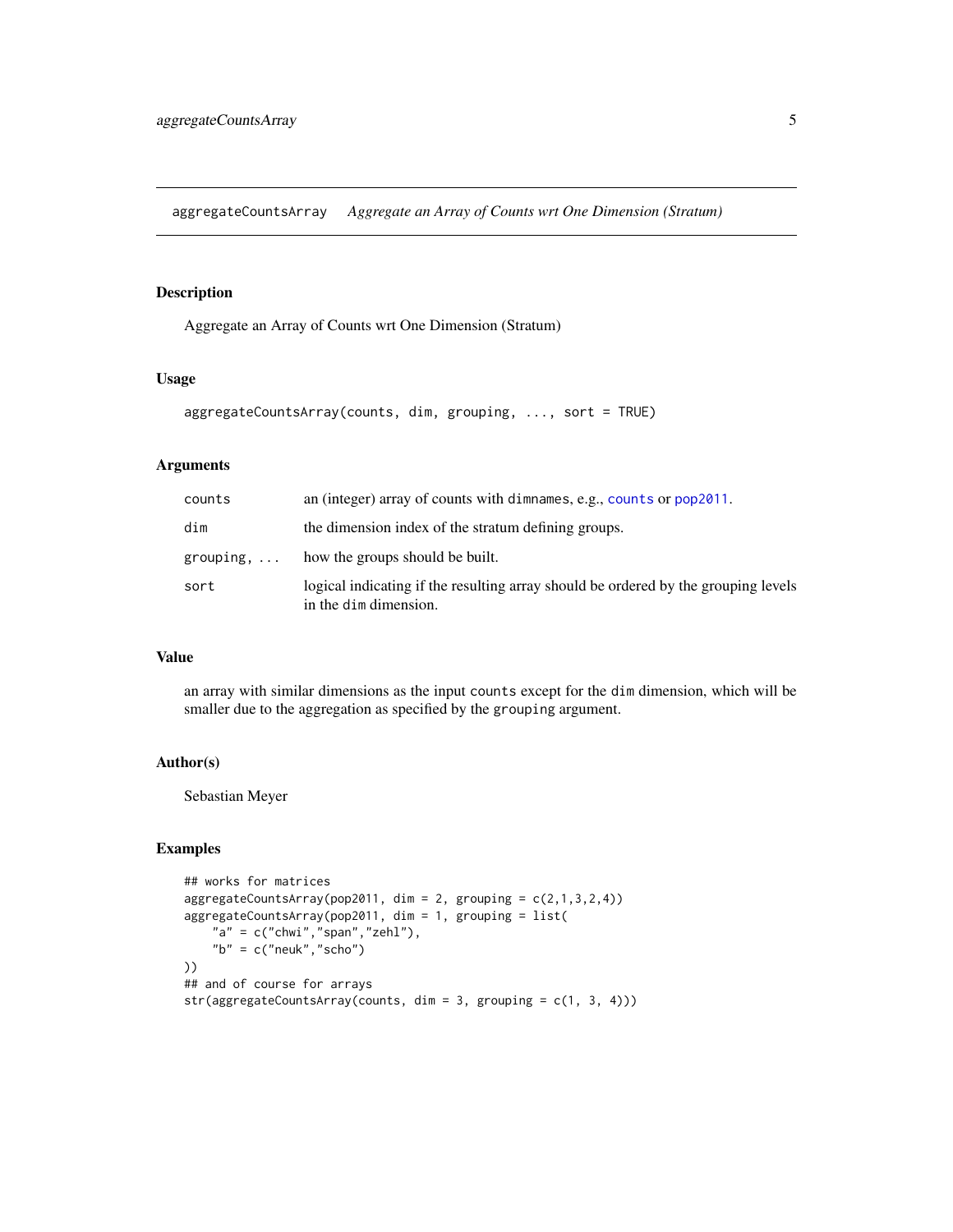# aggregateCountsArray — *Aggregate an Array of Counts wrt One Dimension (Stratum)*

## Description

Aggregate an Array of Counts wrt One Dimension (Stratum)

## Usage

```
aggregateCountsArray(counts, dim, grouping, ..., sort = TRUE)
```

## Arguments

| | |
|---|---|
| `counts` | an (integer) array of counts with `dimnames`, e.g., `counts` or `pop2011`. |
| `dim` | the dimension index of the stratum defining groups. |
| `grouping, ...` | how the groups should be built. |
| `sort` | logical indicating if the resulting array should be ordered by the grouping levels in the `dim` dimension. |

## Value

an array with similar dimensions as the input `counts` except for the `dim` dimension, which will be smaller due to the aggregation as specified by the `grouping` argument.

## Author(s)

Sebastian Meyer

## Examples

```
## works for matrices
aggregateCountsArray(pop2011, dim = 2, grouping = c(2,1,3,2,4))
aggregateCountsArray(pop2011, dim = 1, grouping = list(
    "a" = c("chwi","span","zehl"),
    "b" = c("neuk","scho")
))
## and of course for arrays
str(aggregateCountsArray(counts, dim = 3, grouping = c(1, 3, 4)))
```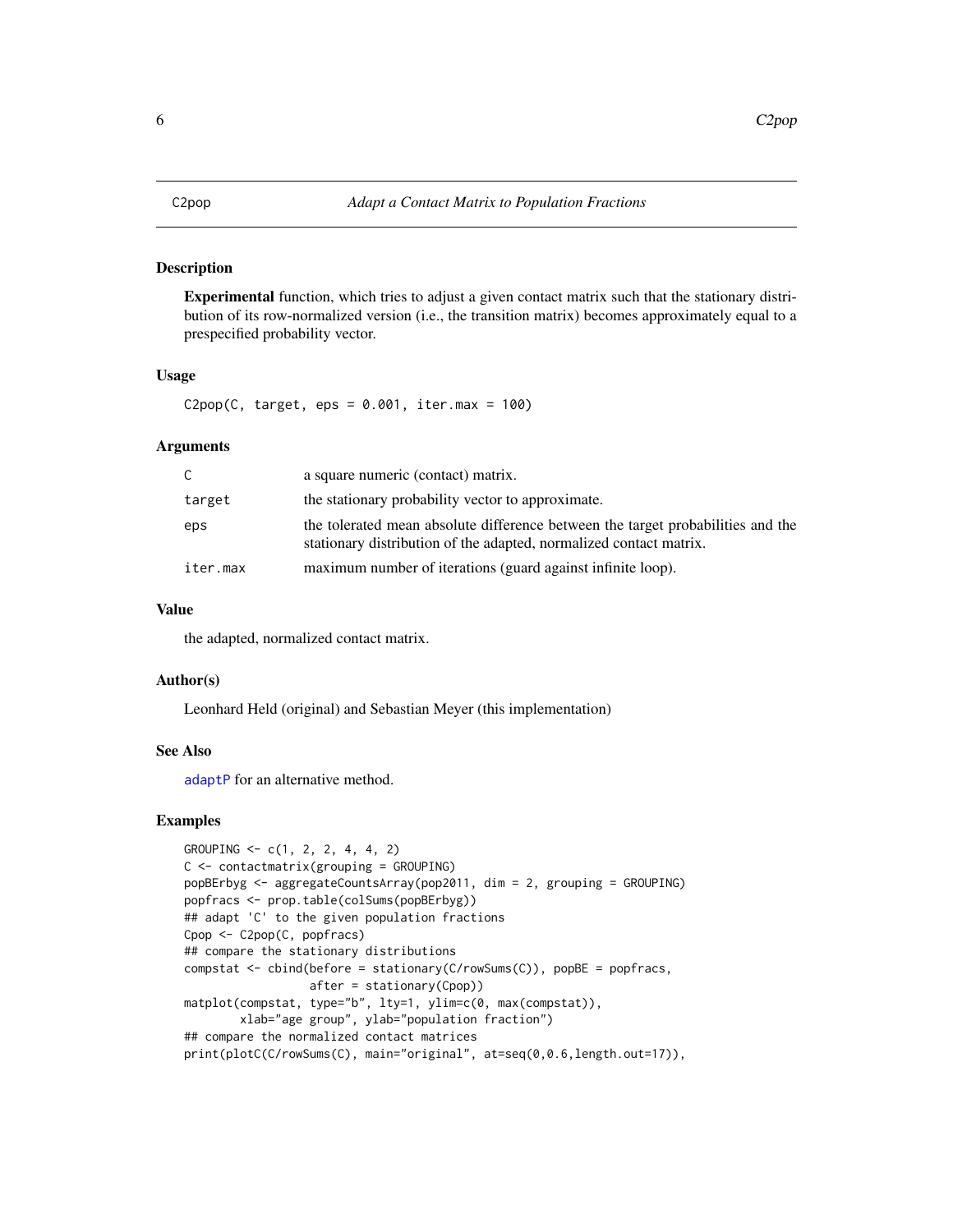## C2pop *Adapt a Contact Matrix to Population Fractions*

### Description

**Experimental** function, which tries to adjust a given contact matrix such that the stationary distribution of its row-normalized version (i.e., the transition matrix) becomes approximately equal to a prespecified probability vector.

### Usage

```
C2pop(C, target, eps = 0.001, iter.max = 100)
```

### Arguments

| | |
|---|---|
| C | a square numeric (contact) matrix. |
| target | the stationary probability vector to approximate. |
| eps | the tolerated mean absolute difference between the target probabilities and the stationary distribution of the adapted, normalized contact matrix. |
| iter.max | maximum number of iterations (guard against infinite loop). |

### Value

the adapted, normalized contact matrix.

### Author(s)

Leonhard Held (original) and Sebastian Meyer (this implementation)

### See Also

adaptP for an alternative method.

### Examples

```
GROUPING <- c(1, 2, 2, 4, 4, 2)
C <- contactmatrix(grouping = GROUPING)
popBErbyg <- aggregateCountsArray(pop2011, dim = 2, grouping = GROUPING)
popfracs <- prop.table(colSums(popBErbyg))
## adapt 'C' to the given population fractions
Cpop <- C2pop(C, popfracs)
## compare the stationary distributions
compstat <- cbind(before = stationary(C/rowSums(C)), popBE = popfracs,
                  after = stationary(Cpop))
matplot(compstat, type="b", lty=1, ylim=c(0, max(compstat)),
        xlab="age group", ylab="population fraction")
## compare the normalized contact matrices
print(plotC(C/rowSums(C), main="original", at=seq(0,0.6,length.out=17)),
```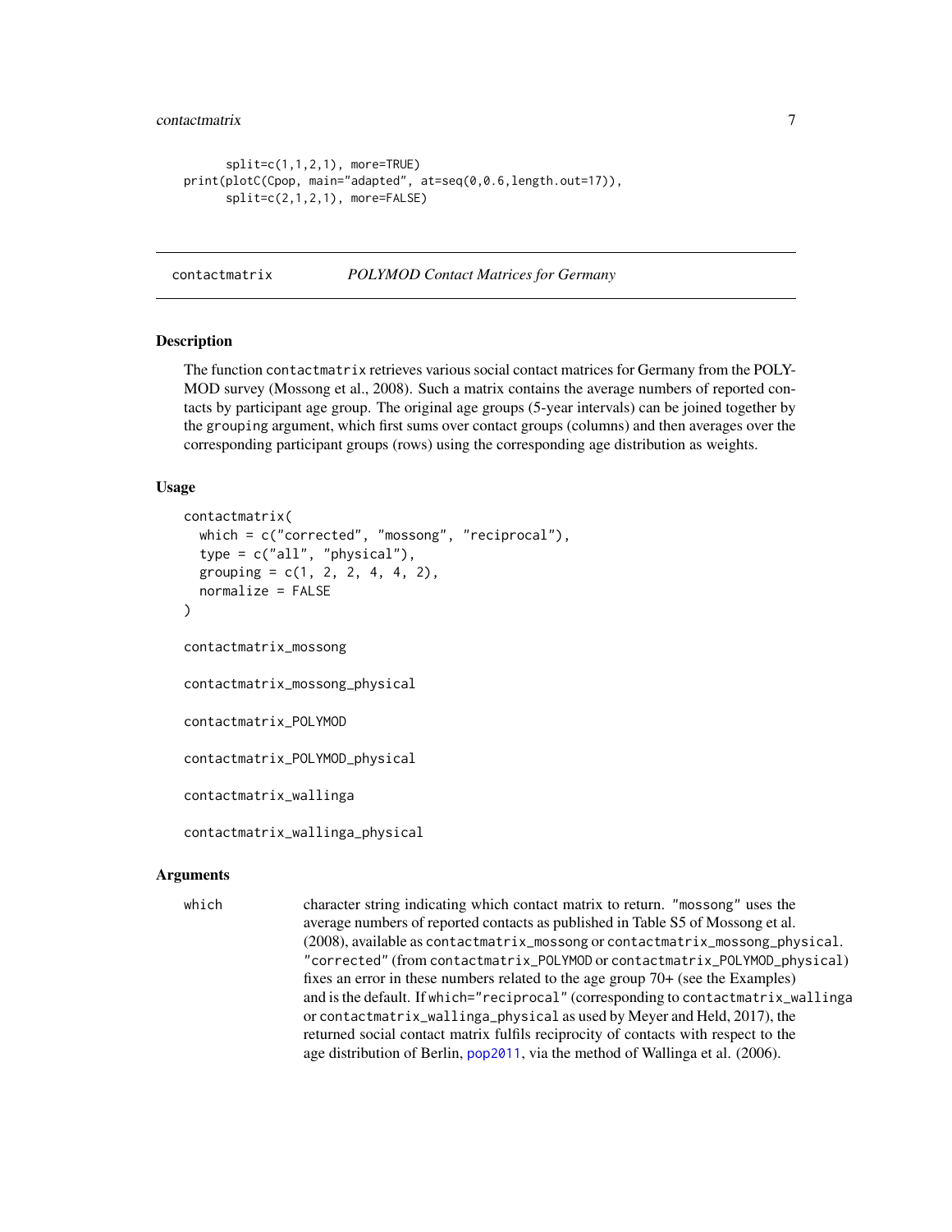```
       split=c(1,1,2,1), more=TRUE)
print(plotC(Cpop, main="adapted", at=seq(0,0.6,length.out=17)),
       split=c(2,1,2,1), more=FALSE)
```

---

## contactmatrix — *POLYMOD Contact Matrices for Germany*

---

### Description

The function `contactmatrix` retrieves various social contact matrices for Germany from the POLYMOD survey (Mossong et al., 2008). Such a matrix contains the average numbers of reported contacts by participant age group. The original age groups (5-year intervals) can be joined together by the `grouping` argument, which first sums over contact groups (columns) and then averages over the corresponding participant groups (rows) using the corresponding age distribution as weights.

### Usage

```
contactmatrix(
  which = c("corrected", "mossong", "reciprocal"),
  type = c("all", "physical"),
  grouping = c(1, 2, 2, 4, 4, 2),
  normalize = FALSE
)

contactmatrix_mossong

contactmatrix_mossong_physical

contactmatrix_POLYMOD

contactmatrix_POLYMOD_physical

contactmatrix_wallinga

contactmatrix_wallinga_physical
```

### Arguments

`which` character string indicating which contact matrix to return. `"mossong"` uses the average numbers of reported contacts as published in Table S5 of Mossong et al. (2008), available as `contactmatrix_mossong` or `contactmatrix_mossong_physical`. `"corrected"` (from `contactmatrix_POLYMOD` or `contactmatrix_POLYMOD_physical`) fixes an error in these numbers related to the age group 70+ (see the Examples) and is the default. If `which="reciprocal"` (corresponding to `contactmatrix_wallinga` or `contactmatrix_wallinga_physical` as used by Meyer and Held, 2017), the returned social contact matrix fulfils reciprocity of contacts with respect to the age distribution of Berlin, `pop2011`, via the method of Wallinga et al. (2006).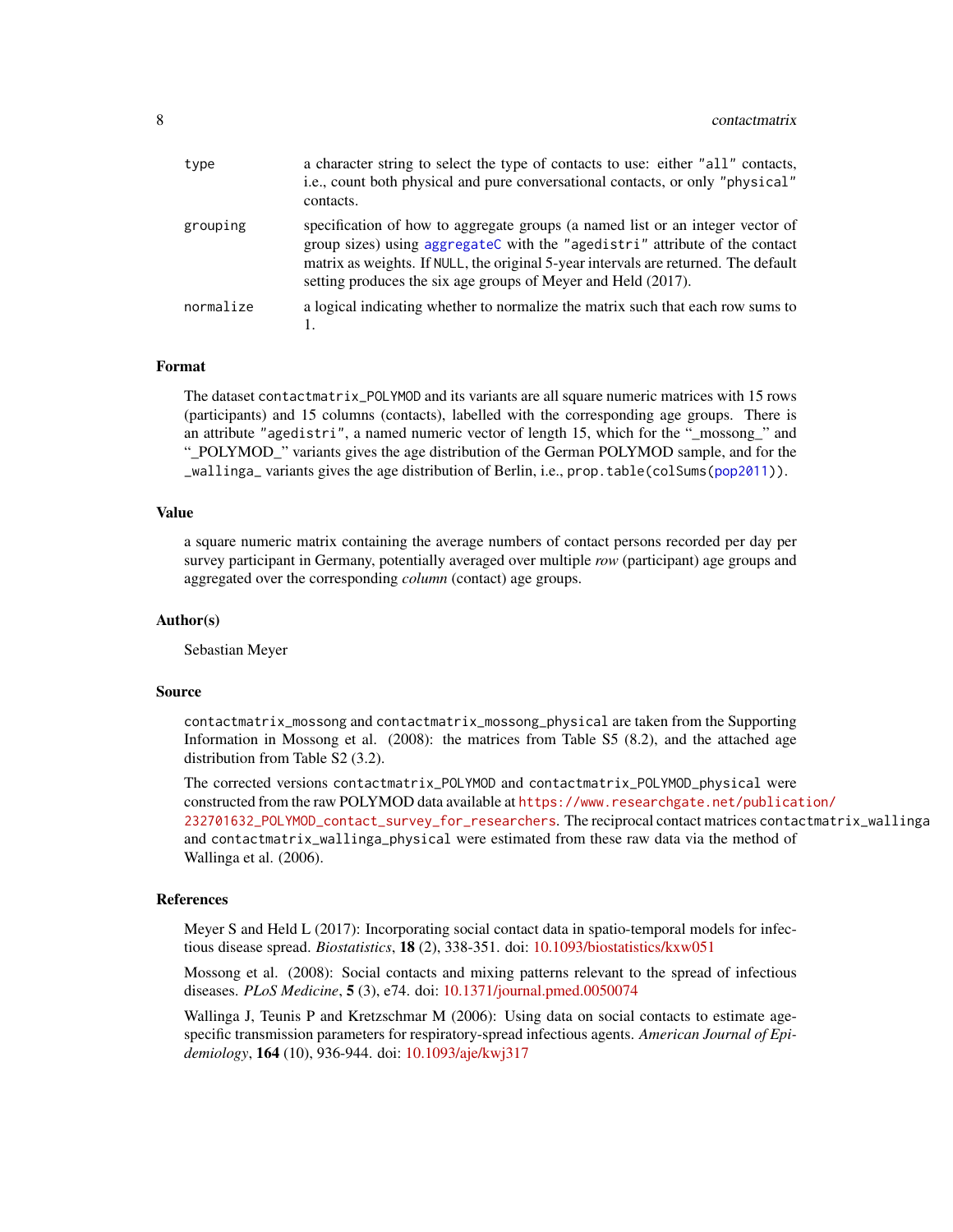| | |
|---|---|
| `type` | a character string to select the type of contacts to use: either "all" contacts, i.e., count both physical and pure conversational contacts, or only "physical" contacts. |
| `grouping` | specification of how to aggregate groups (a named list or an integer vector of group sizes) using `aggregateC` with the "agedistri" attribute of the contact matrix as weights. If `NULL`, the original 5-year intervals are returned. The default setting produces the six age groups of Meyer and Held (2017). |
| `normalize` | a logical indicating whether to normalize the matrix such that each row sums to 1. |

## Format

The dataset `contactmatrix_POLYMOD` and its variants are all square numeric matrices with 15 rows (participants) and 15 columns (contacts), labelled with the corresponding age groups. There is an attribute "agedistri", a named numeric vector of length 15, which for the "_mossong_" and "_POLYMOD_" variants gives the age distribution of the German POLYMOD sample, and for the _wallinga_ variants gives the age distribution of Berlin, i.e., `prop.table(colSums(pop2011))`.

## Value

a square numeric matrix containing the average numbers of contact persons recorded per day per survey participant in Germany, potentially averaged over multiple *row* (participant) age groups and aggregated over the corresponding *column* (contact) age groups.

## Author(s)

Sebastian Meyer

## Source

`contactmatrix_mossong` and `contactmatrix_mossong_physical` are taken from the Supporting Information in Mossong et al. (2008): the matrices from Table S5 (8.2), and the attached age distribution from Table S2 (3.2).

The corrected versions `contactmatrix_POLYMOD` and `contactmatrix_POLYMOD_physical` were constructed from the raw POLYMOD data available at https://www.researchgate.net/publication/232701632_POLYMOD_contact_survey_for_researchers. The reciprocal contact matrices `contactmatrix_wallinga` and `contactmatrix_wallinga_physical` were estimated from these raw data via the method of Wallinga et al. (2006).

## References

Meyer S and Held L (2017): Incorporating social contact data in spatio-temporal models for infectious disease spread. *Biostatistics*, **18** (2), 338-351. doi: 10.1093/biostatistics/kxw051

Mossong et al. (2008): Social contacts and mixing patterns relevant to the spread of infectious diseases. *PLoS Medicine*, **5** (3), e74. doi: 10.1371/journal.pmed.0050074

Wallinga J, Teunis P and Kretzschmar M (2006): Using data on social contacts to estimate age-specific transmission parameters for respiratory-spread infectious agents. *American Journal of Epidemiology*, **164** (10), 936-944. doi: 10.1093/aje/kwj317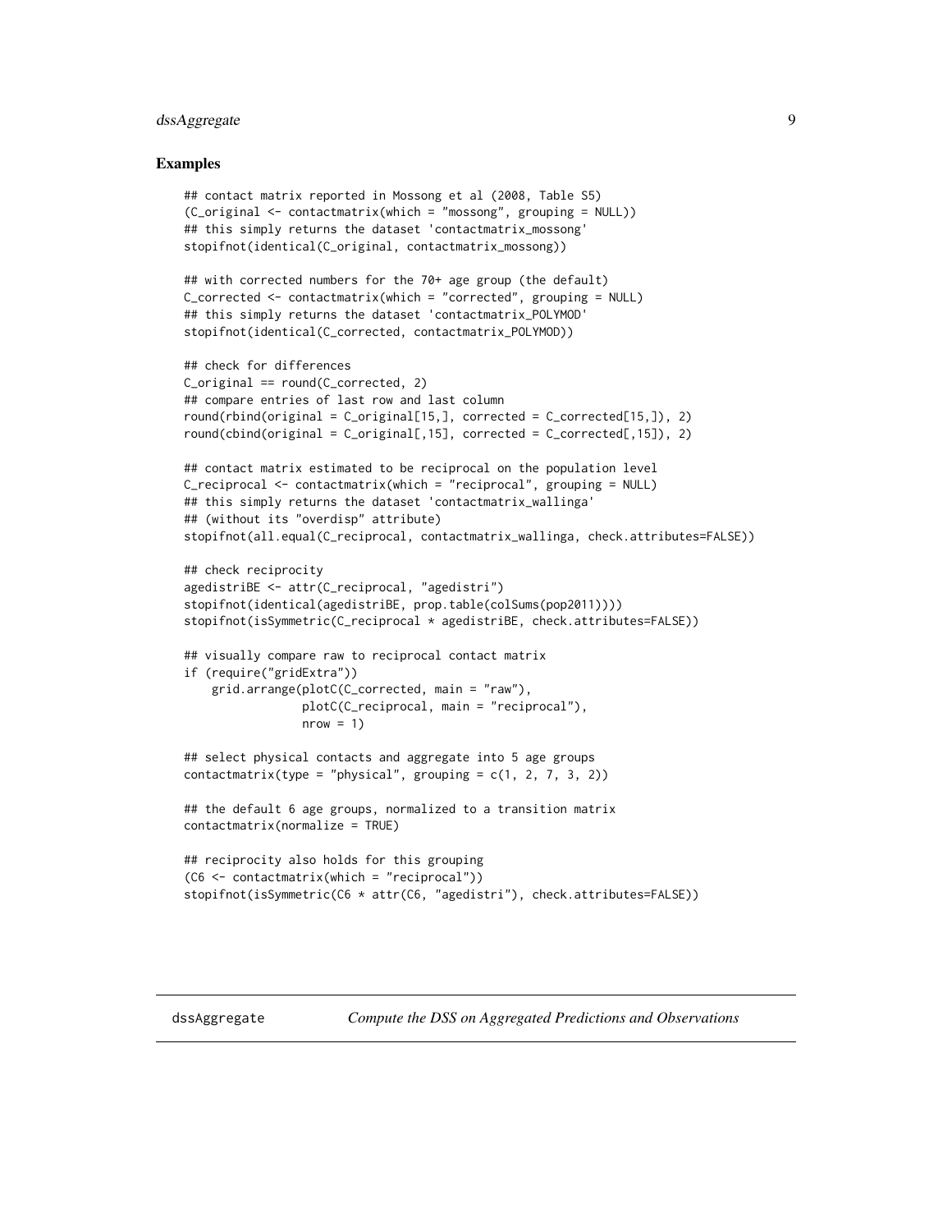### Examples

```
## contact matrix reported in Mossong et al (2008, Table S5)
(C_original <- contactmatrix(which = "mossong", grouping = NULL))
## this simply returns the dataset 'contactmatrix_mossong'
stopifnot(identical(C_original, contactmatrix_mossong))

## with corrected numbers for the 70+ age group (the default)
C_corrected <- contactmatrix(which = "corrected", grouping = NULL)
## this simply returns the dataset 'contactmatrix_POLYMOD'
stopifnot(identical(C_corrected, contactmatrix_POLYMOD))

## check for differences
C_original == round(C_corrected, 2)
## compare entries of last row and last column
round(rbind(original = C_original[15,], corrected = C_corrected[15,]), 2)
round(cbind(original = C_original[,15], corrected = C_corrected[,15]), 2)

## contact matrix estimated to be reciprocal on the population level
C_reciprocal <- contactmatrix(which = "reciprocal", grouping = NULL)
## this simply returns the dataset 'contactmatrix_wallinga'
## (without its "overdisp" attribute)
stopifnot(all.equal(C_reciprocal, contactmatrix_wallinga, check.attributes=FALSE))

## check reciprocity
agedistriBE <- attr(C_reciprocal, "agedistri")
stopifnot(identical(agedistriBE, prop.table(colSums(pop2011))))
stopifnot(isSymmetric(C_reciprocal * agedistriBE, check.attributes=FALSE))

## visually compare raw to reciprocal contact matrix
if (require("gridExtra"))
    grid.arrange(plotC(C_corrected, main = "raw"),
                 plotC(C_reciprocal, main = "reciprocal"),
                 nrow = 1)

## select physical contacts and aggregate into 5 age groups
contactmatrix(type = "physical", grouping = c(1, 2, 7, 3, 2))

## the default 6 age groups, normalized to a transition matrix
contactmatrix(normalize = TRUE)

## reciprocity also holds for this grouping
(C6 <- contactmatrix(which = "reciprocal"))
stopifnot(isSymmetric(C6 * attr(C6, "agedistri"), check.attributes=FALSE))
```

## dssAggregate *Compute the DSS on Aggregated Predictions and Observations*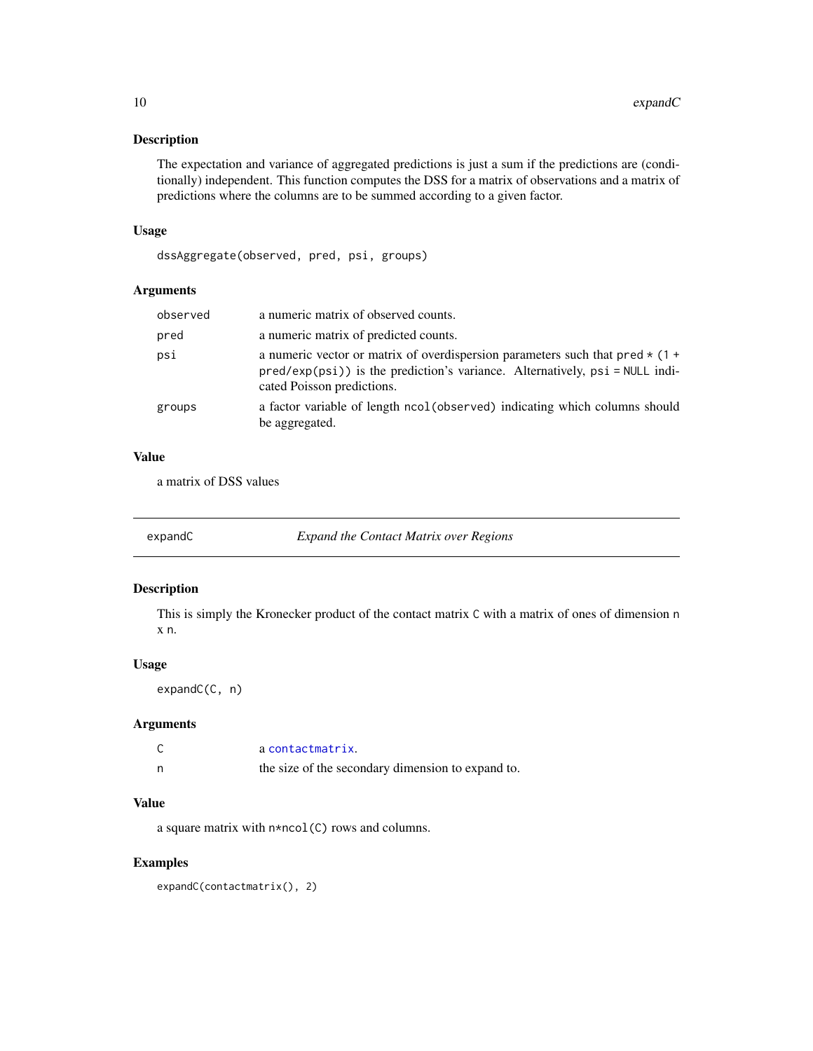### Description

The expectation and variance of aggregated predictions is just a sum if the predictions are (conditionally) independent. This function computes the DSS for a matrix of observations and a matrix of predictions where the columns are to be summed according to a given factor.

### Usage

```
dssAggregate(observed, pred, psi, groups)
```

### Arguments

| | |
|---|---|
| `observed` | a numeric matrix of observed counts. |
| `pred` | a numeric matrix of predicted counts. |
| `psi` | a numeric vector or matrix of overdispersion parameters such that `pred * (1 + pred/exp(psi))` is the prediction's variance. Alternatively, `psi = NULL` indicated Poisson predictions. |
| `groups` | a factor variable of length `ncol(observed)` indicating which columns should be aggregated. |

### Value

a matrix of DSS values

---

## expandC — *Expand the Contact Matrix over Regions*

### Description

This is simply the Kronecker product of the contact matrix `C` with a matrix of ones of dimension `n x n`.

### Usage

```
expandC(C, n)
```

### Arguments

| | |
|---|---|
| `C` | a `contactmatrix`. |
| `n` | the size of the secondary dimension to expand to. |

### Value

a square matrix with `n*ncol(C)` rows and columns.

### Examples

```
expandC(contactmatrix(), 2)
```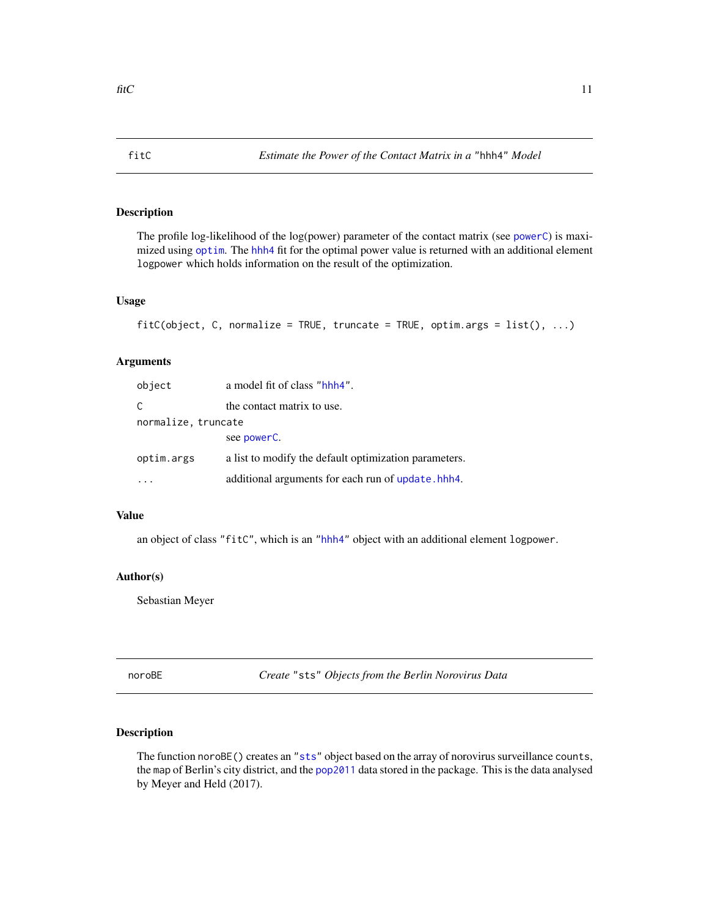## fitC — *Estimate the Power of the Contact Matrix in a* "hhh4" *Model*

### Description

The profile log-likelihood of the log(power) parameter of the contact matrix (see `powerC`) is maximized using `optim`. The `hhh4` fit for the optimal power value is returned with an additional element `logpower` which holds information on the result of the optimization.

### Usage

```
fitC(object, C, normalize = TRUE, truncate = TRUE, optim.args = list(), ...)
```

### Arguments

| | |
|---|---|
| `object` | a model fit of class "`hhh4`". |
| `C` | the contact matrix to use. |
| `normalize, truncate` | see `powerC`. |
| `optim.args` | a list to modify the default optimization parameters. |
| `...` | additional arguments for each run of `update.hhh4`. |

### Value

an object of class "`fitC`", which is an "`hhh4`" object with an additional element `logpower`.

### Author(s)

Sebastian Meyer

## noroBE — *Create* "sts" *Objects from the Berlin Norovirus Data*

### Description

The function `noroBE()` creates an "`sts`" object based on the array of norovirus surveillance `counts`, the `map` of Berlin's city district, and the `pop2011` data stored in the package. This is the data analysed by Meyer and Held (2017).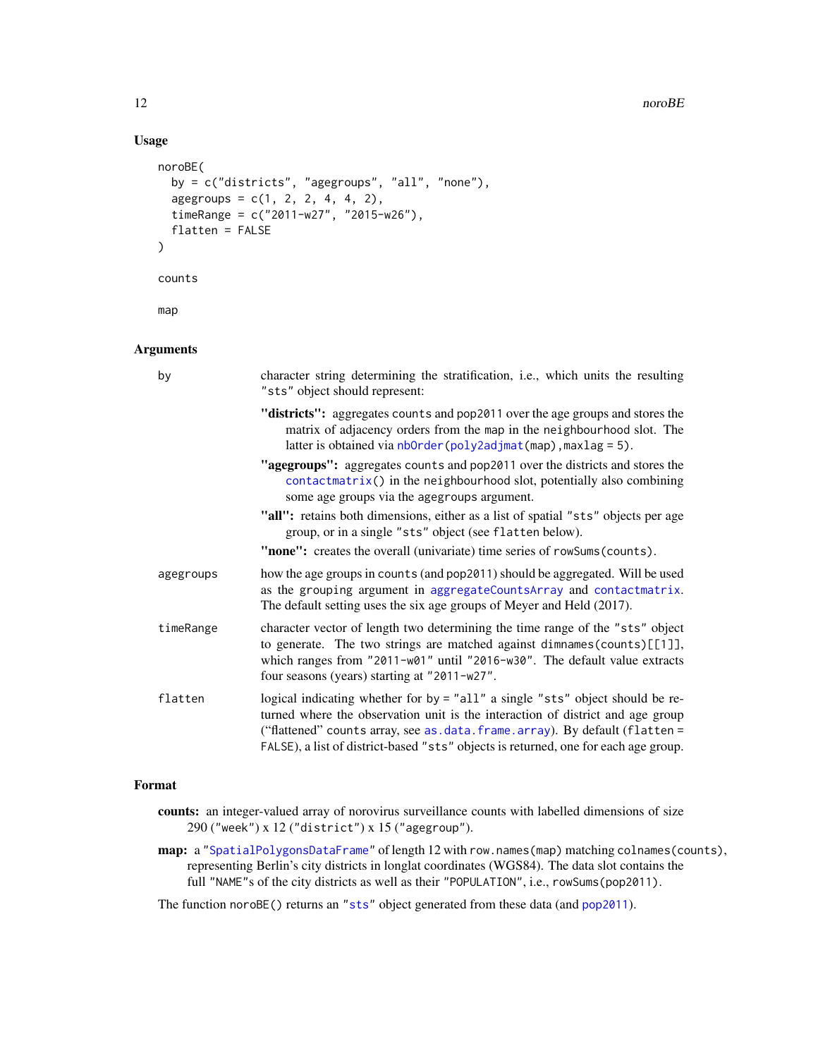### Usage

```
noroBE(
  by = c("districts", "agegroups", "all", "none"),
  agegroups = c(1, 2, 2, 4, 4, 2),
  timeRange = c("2011-w27", "2015-w26"),
  flatten = FALSE
)

counts

map
```

### Arguments

| | |
|---|---|
| by | character string determining the stratification, i.e., which units the resulting "sts" object should represent:<br>**"districts":** aggregates counts and pop2011 over the age groups and stores the matrix of adjacency orders from the map in the neighbourhood slot. The latter is obtained via nbOrder(poly2adjmat(map), maxlag = 5).<br>**"agegroups":** aggregates counts and pop2011 over the districts and stores the contactmatrix() in the neighbourhood slot, potentially also combining some age groups via the agegroups argument.<br>**"all":** retains both dimensions, either as a list of spatial "sts" objects per age group, or in a single "sts" object (see flatten below).<br>**"none":** creates the overall (univariate) time series of rowSums(counts). |
| agegroups | how the age groups in counts (and pop2011) should be aggregated. Will be used as the grouping argument in aggregateCountsArray and contactmatrix. The default setting uses the six age groups of Meyer and Held (2017). |
| timeRange | character vector of length two determining the time range of the "sts" object to generate. The two strings are matched against dimnames(counts)[[1]], which ranges from "2011-w01" until "2016-w30". The default value extracts four seasons (years) starting at "2011-w27". |
| flatten | logical indicating whether for by = "all" a single "sts" object should be returned where the observation unit is the interaction of district and age group ("flattened" counts array, see as.data.frame.array). By default (flatten = FALSE), a list of district-based "sts" objects is returned, one for each age group. |

### Format

- **counts:** an integer-valued array of norovirus surveillance counts with labelled dimensions of size 290 ("week") x 12 ("district") x 15 ("agegroup").
- **map:** a "SpatialPolygonsDataFrame" of length 12 with row.names(map) matching colnames(counts), representing Berlin's city districts in longlat coordinates (WGS84). The data slot contains the full "NAME"s of the city districts as well as their "POPULATION", i.e., rowSums(pop2011).

The function noroBE() returns an "sts" object generated from these data (and pop2011).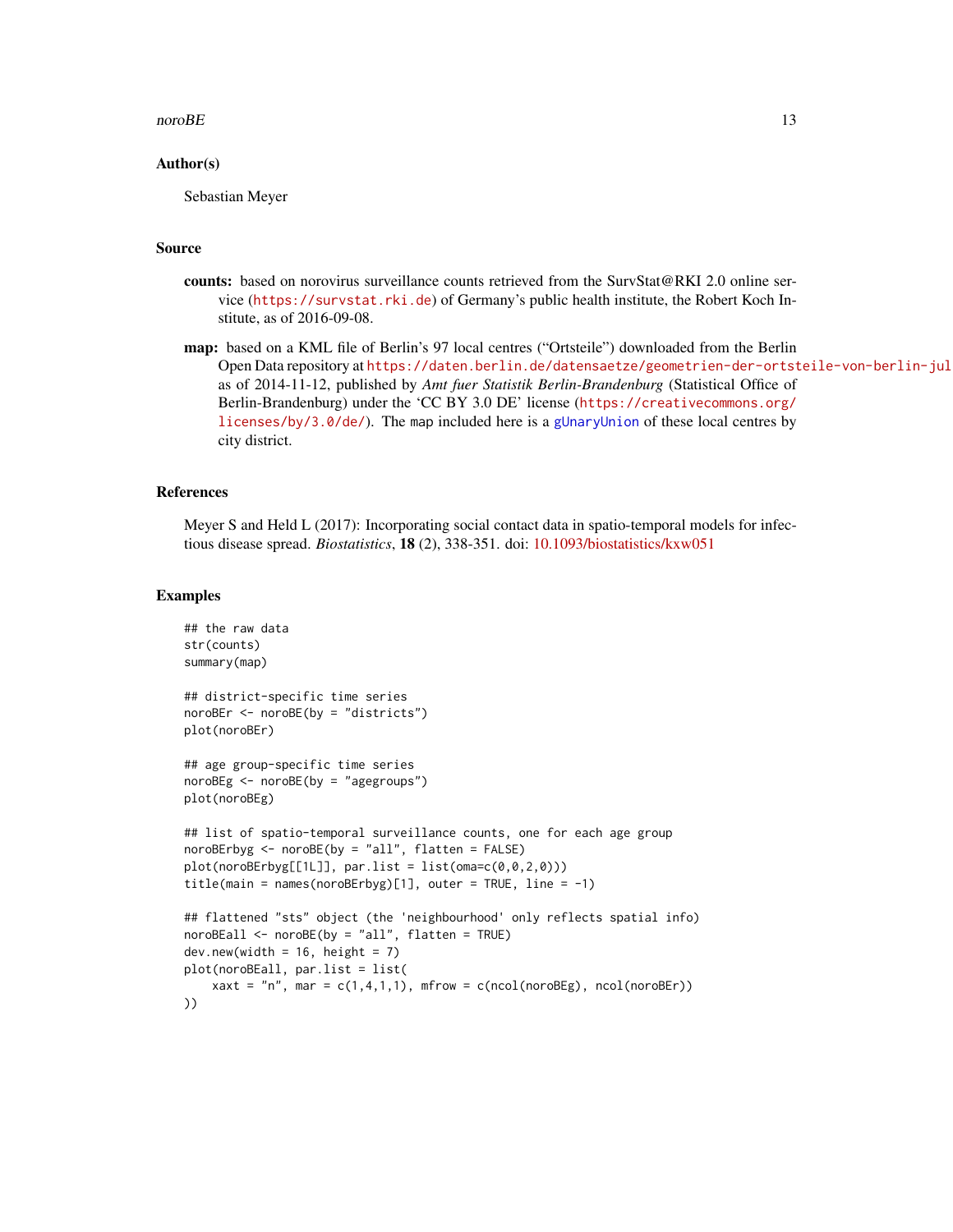## Author(s)

Sebastian Meyer

## Source

**counts:** based on norovirus surveillance counts retrieved from the SurvStat@RKI 2.0 online service (https://survstat.rki.de) of Germany's public health institute, the Robert Koch Institute, as of 2016-09-08.

**map:** based on a KML file of Berlin's 97 local centres ("Ortsteile") downloaded from the Berlin Open Data repository at https://daten.berlin.de/datensaetze/geometrien-der-ortsteile-von-berlin-jul as of 2014-11-12, published by *Amt fuer Statistik Berlin-Brandenburg* (Statistical Office of Berlin-Brandenburg) under the 'CC BY 3.0 DE' license (https://creativecommons.org/licenses/by/3.0/de/). The map included here is a gUnaryUnion of these local centres by city district.

## References

Meyer S and Held L (2017): Incorporating social contact data in spatio-temporal models for infectious disease spread. *Biostatistics*, **18** (2), 338-351. doi: 10.1093/biostatistics/kxw051

## Examples

```
## the raw data
str(counts)
summary(map)

## district-specific time series
noroBEr <- noroBE(by = "districts")
plot(noroBEr)

## age group-specific time series
noroBEg <- noroBE(by = "agegroups")
plot(noroBEg)

## list of spatio-temporal surveillance counts, one for each age group
noroBErbyg <- noroBE(by = "all", flatten = FALSE)
plot(noroBErbyg[[1L]], par.list = list(oma=c(0,0,2,0)))
title(main = names(noroBErbyg)[1], outer = TRUE, line = -1)

## flattened "sts" object (the 'neighbourhood' only reflects spatial info)
noroBEall <- noroBE(by = "all", flatten = TRUE)
dev.new(width = 16, height = 7)
plot(noroBEall, par.list = list(
    xaxt = "n", mar = c(1,4,1,1), mfrow = c(ncol(noroBEg), ncol(noroBEr))
))
```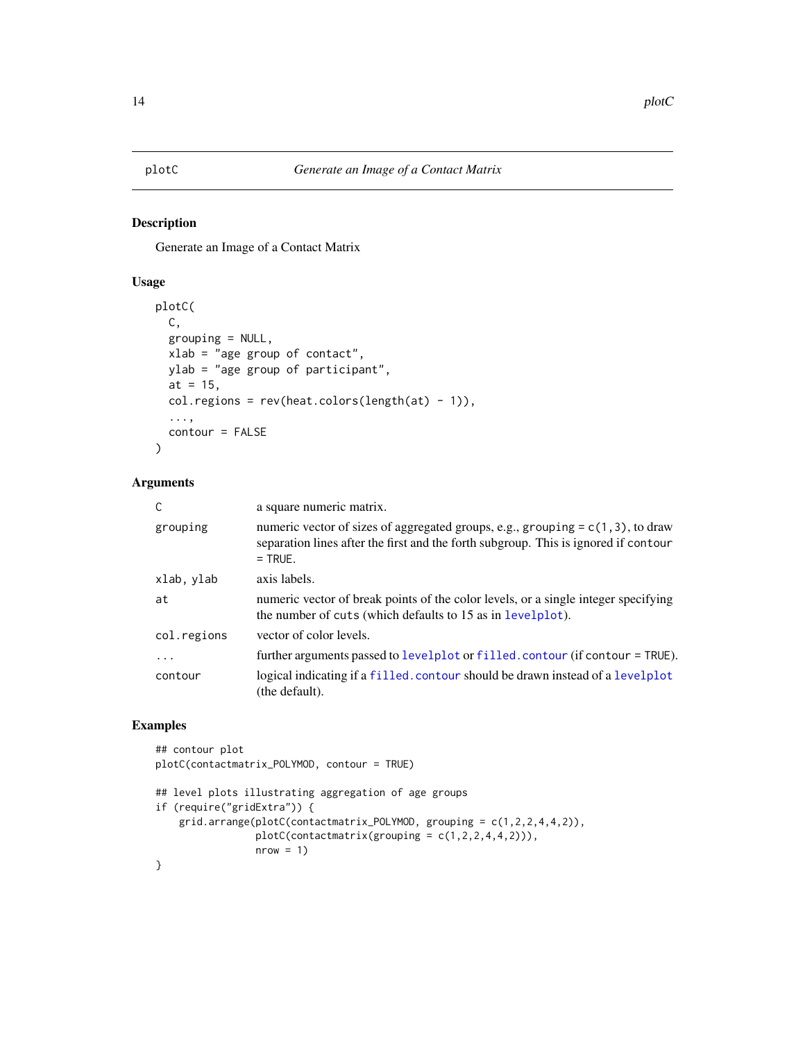plotC — *Generate an Image of a Contact Matrix*

## Description

Generate an Image of a Contact Matrix

## Usage

```
plotC(
  C,
  grouping = NULL,
  xlab = "age group of contact",
  ylab = "age group of participant",
  at = 15,
  col.regions = rev(heat.colors(length(at) - 1)),
  ...,
  contour = FALSE
)
```

## Arguments

| Argument | Description |
|---|---|
| `C` | a square numeric matrix. |
| `grouping` | numeric vector of sizes of aggregated groups, e.g., `grouping = c(1,3)`, to draw separation lines after the first and the forth subgroup. This is ignored if `contour = TRUE`. |
| `xlab, ylab` | axis labels. |
| `at` | numeric vector of break points of the color levels, or a single integer specifying the number of `cuts` (which defaults to 15 as in `levelplot`). |
| `col.regions` | vector of color levels. |
| `...` | further arguments passed to `levelplot` or `filled.contour` (if `contour = TRUE`). |
| `contour` | logical indicating if a `filled.contour` should be drawn instead of a `levelplot` (the default). |

## Examples

```
## contour plot
plotC(contactmatrix_POLYMOD, contour = TRUE)

## level plots illustrating aggregation of age groups
if (require("gridExtra")) {
    grid.arrange(plotC(contactmatrix_POLYMOD, grouping = c(1,2,2,4,4,2)),
                 plotC(contactmatrix(grouping = c(1,2,2,4,4,2))),
                 nrow = 1)
}
```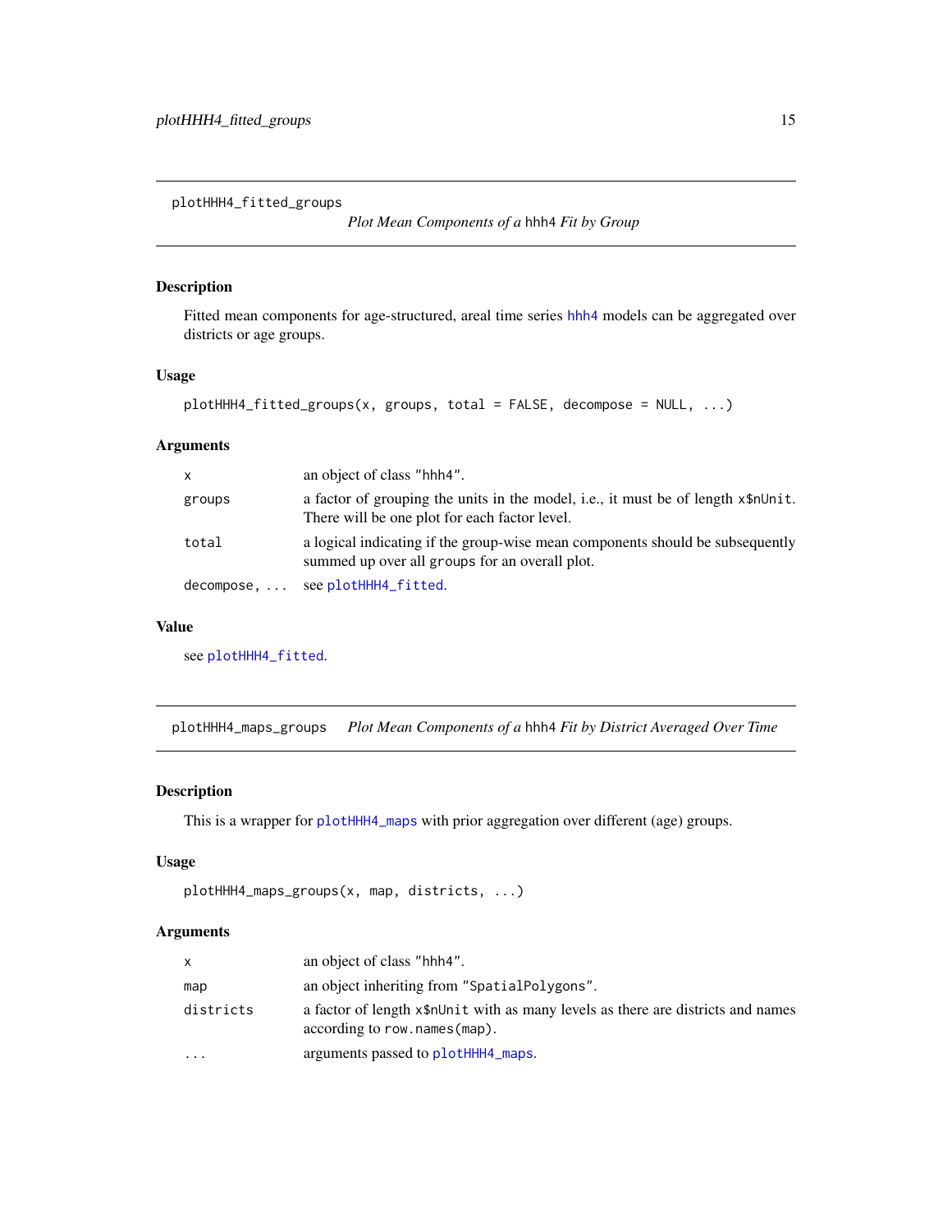## plotHHH4_fitted_groups

*Plot Mean Components of a* hhh4 *Fit by Group*

### Description

Fitted mean components for age-structured, areal time series hhh4 models can be aggregated over districts or age groups.

### Usage

```
plotHHH4_fitted_groups(x, groups, total = FALSE, decompose = NULL, ...)
```

### Arguments

| | |
|---|---|
| x | an object of class "hhh4". |
| groups | a factor of grouping the units in the model, i.e., it must be of length x$nUnit. There will be one plot for each factor level. |
| total | a logical indicating if the group-wise mean components should be subsequently summed up over all groups for an overall plot. |
| decompose, ... | see plotHHH4_fitted. |

### Value

see plotHHH4_fitted.

## plotHHH4_maps_groups

*Plot Mean Components of a* hhh4 *Fit by District Averaged Over Time*

### Description

This is a wrapper for plotHHH4_maps with prior aggregation over different (age) groups.

### Usage

```
plotHHH4_maps_groups(x, map, districts, ...)
```

### Arguments

| | |
|---|---|
| x | an object of class "hhh4". |
| map | an object inheriting from "SpatialPolygons". |
| districts | a factor of length x$nUnit with as many levels as there are districts and names according to row.names(map). |
| ... | arguments passed to plotHHH4_maps. |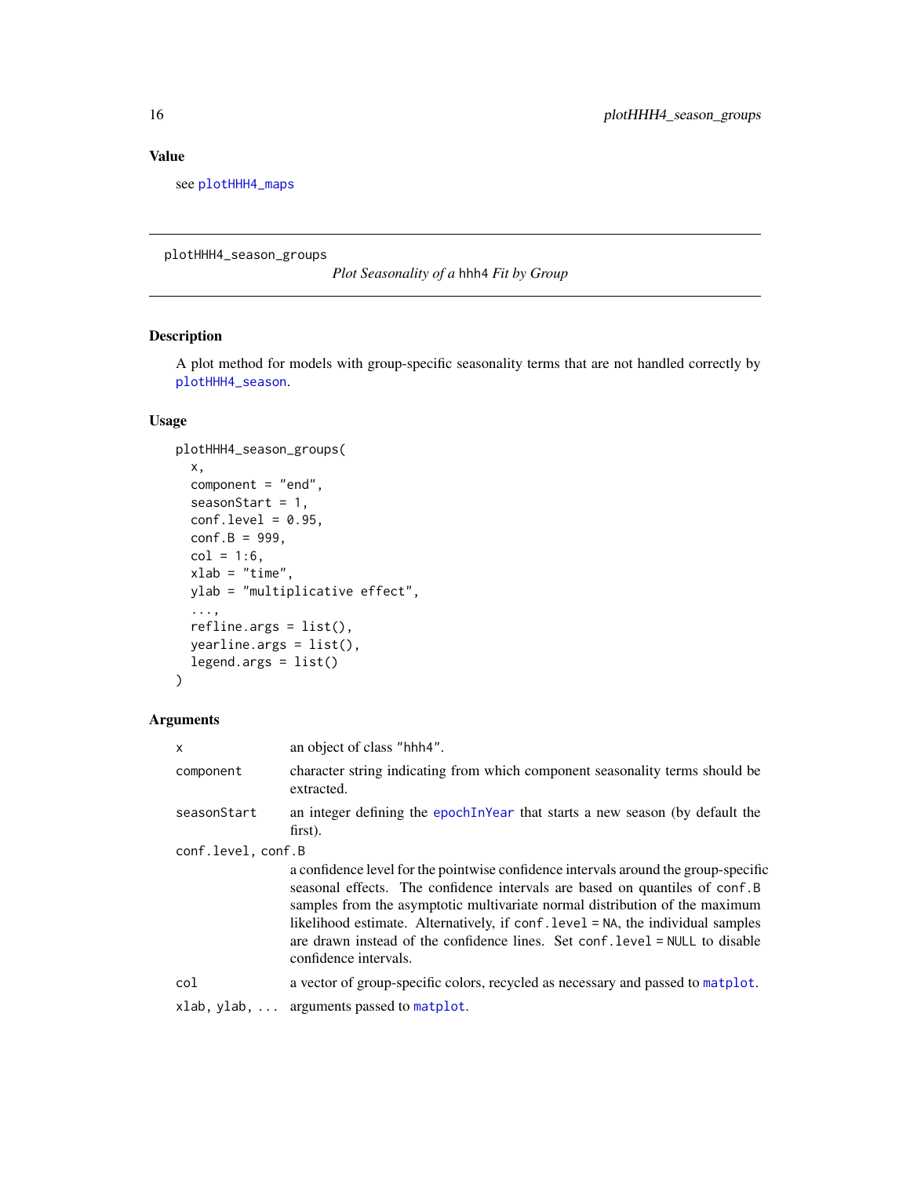## Value

see `plotHHH4_maps`

---

# plotHHH4_season_groups *Plot Seasonality of a hhh4 Fit by Group*

## Description

A plot method for models with group-specific seasonality terms that are not handled correctly by `plotHHH4_season`.

## Usage

```
plotHHH4_season_groups(
  x,
  component = "end",
  seasonStart = 1,
  conf.level = 0.95,
  conf.B = 999,
  col = 1:6,
  xlab = "time",
  ylab = "multiplicative effect",
  ...,
  refline.args = list(),
  yearline.args = list(),
  legend.args = list()
)
```

## Arguments

| | |
|---|---|
| `x` | an object of class `"hhh4"`. |
| `component` | character string indicating from which component seasonality terms should be extracted. |
| `seasonStart` | an integer defining the `epochInYear` that starts a new season (by default the first). |
| `conf.level, conf.B` | a confidence level for the pointwise confidence intervals around the group-specific seasonal effects. The confidence intervals are based on quantiles of `conf.B` samples from the asymptotic multivariate normal distribution of the maximum likelihood estimate. Alternatively, if `conf.level = NA`, the individual samples are drawn instead of the confidence lines. Set `conf.level = NULL` to disable confidence intervals. |
| `col` | a vector of group-specific colors, recycled as necessary and passed to `matplot`. |
| `xlab, ylab, ...` | arguments passed to `matplot`. |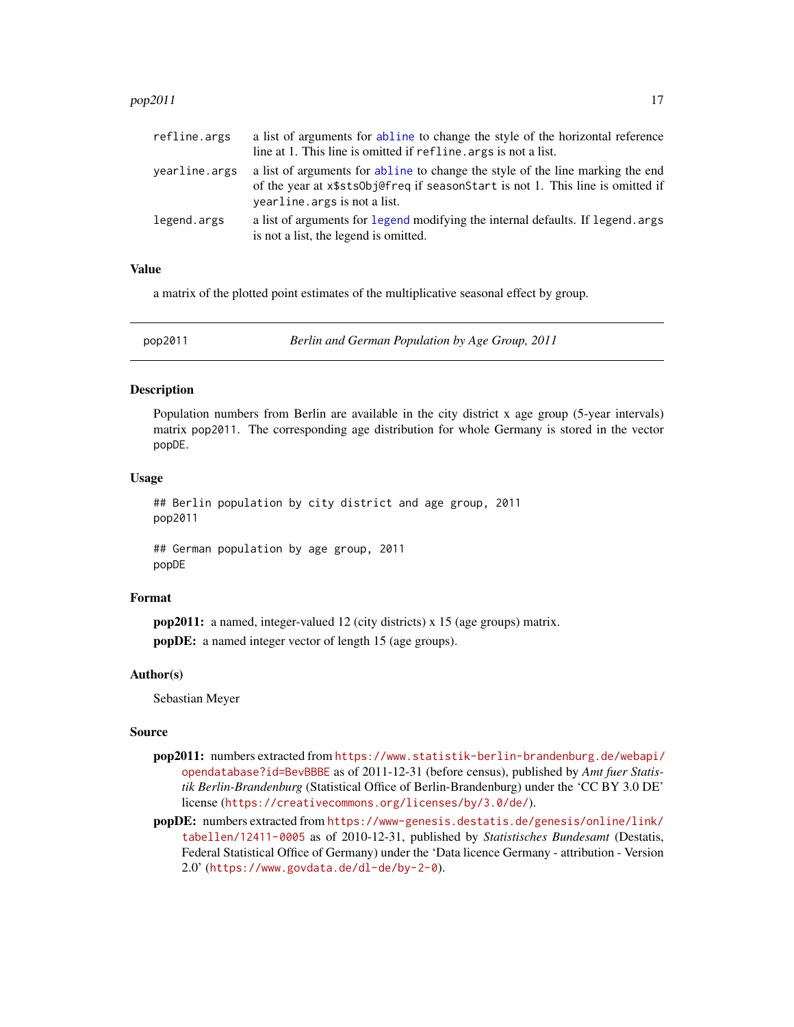| | |
|---|---|
| refline.args | a list of arguments for abline to change the style of the horizontal reference line at 1. This line is omitted if refline.args is not a list. |
| yearline.args | a list of arguments for abline to change the style of the line marking the end of the year at x$stsObj@freq if seasonStart is not 1. This line is omitted if yearline.args is not a list. |
| legend.args | a list of arguments for legend modifying the internal defaults. If legend.args is not a list, the legend is omitted. |

### Value

a matrix of the plotted point estimates of the multiplicative seasonal effect by group.

---

## pop2011 *Berlin and German Population by Age Group, 2011*

---

### Description

Population numbers from Berlin are available in the city district x age group (5-year intervals) matrix pop2011. The corresponding age distribution for whole Germany is stored in the vector popDE.

### Usage

```
## Berlin population by city district and age group, 2011
pop2011

## German population by age group, 2011
popDE
```

### Format

**pop2011:** a named, integer-valued 12 (city districts) x 15 (age groups) matrix.

**popDE:** a named integer vector of length 15 (age groups).

### Author(s)

Sebastian Meyer

### Source

**pop2011:** numbers extracted from https://www.statistik-berlin-brandenburg.de/webapi/opendatabase?id=BevBBBE as of 2011-12-31 (before census), published by *Amt fuer Statistik Berlin-Brandenburg* (Statistical Office of Berlin-Brandenburg) under the 'CC BY 3.0 DE' license (https://creativecommons.org/licenses/by/3.0/de/).

**popDE:** numbers extracted from https://www-genesis.destatis.de/genesis/online/link/tabellen/12411-0005 as of 2010-12-31, published by *Statistisches Bundesamt* (Destatis, Federal Statistical Office of Germany) under the 'Data licence Germany - attribution - Version 2.0' (https://www.govdata.de/dl-de/by-2-0).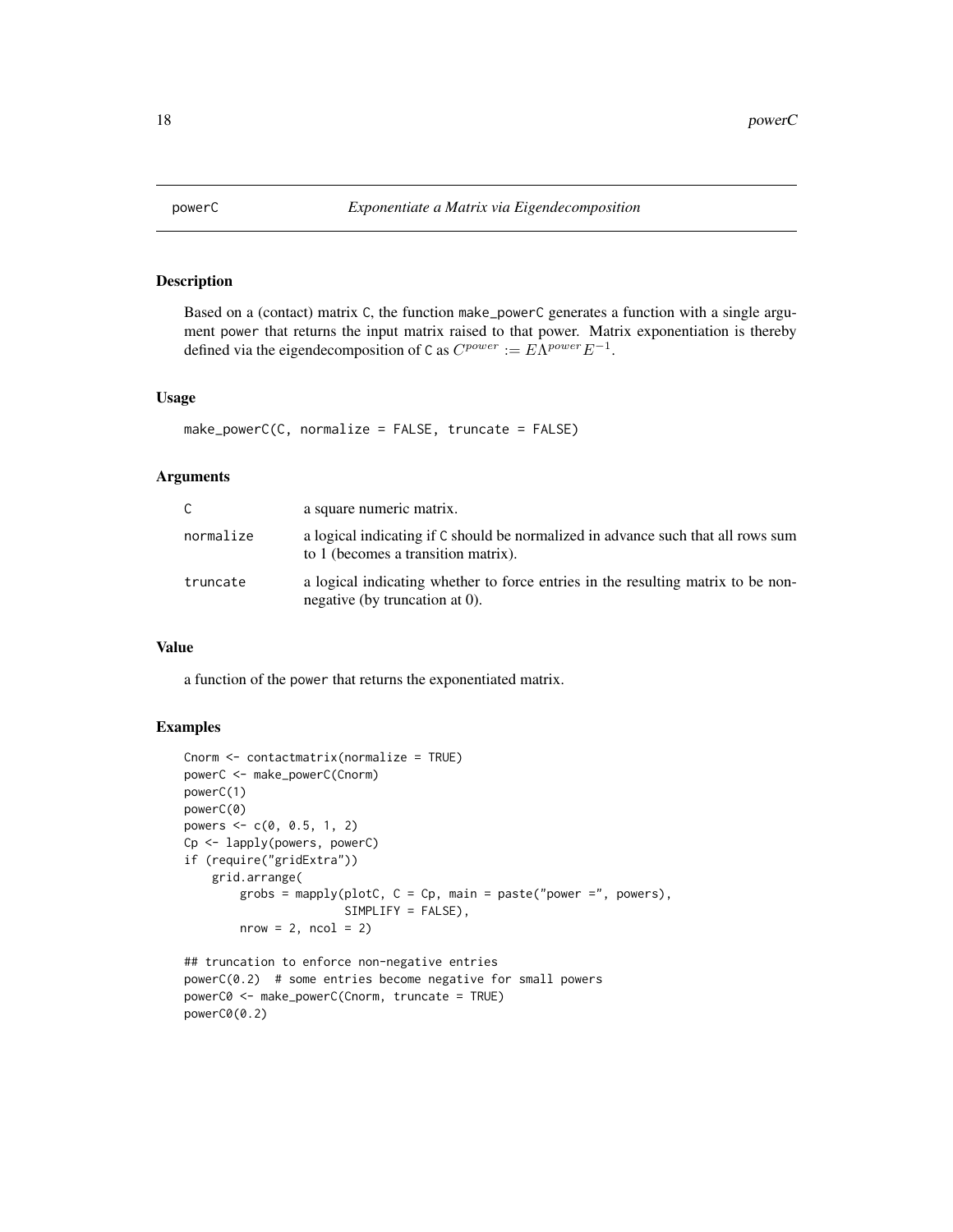# powerC — *Exponentiate a Matrix via Eigendecomposition*

## Description

Based on a (contact) matrix `C`, the function `make_powerC` generates a function with a single argument `power` that returns the input matrix raised to that power. Matrix exponentiation is thereby defined via the eigendecomposition of `C` as $C^{power} := E\Lambda^{power}E^{-1}$.

## Usage

```
make_powerC(C, normalize = FALSE, truncate = FALSE)
```

## Arguments

| | |
|---|---|
| `C` | a square numeric matrix. |
| `normalize` | a logical indicating if `C` should be normalized in advance such that all rows sum to 1 (becomes a transition matrix). |
| `truncate` | a logical indicating whether to force entries in the resulting matrix to be non-negative (by truncation at 0). |

## Value

a function of the `power` that returns the exponentiated matrix.

## Examples

```
Cnorm <- contactmatrix(normalize = TRUE)
powerC <- make_powerC(Cnorm)
powerC(1)
powerC(0)
powers <- c(0, 0.5, 1, 2)
Cp <- lapply(powers, powerC)
if (require("gridExtra"))
    grid.arrange(
        grobs = mapply(plotC, C = Cp, main = paste("power =", powers),
                       SIMPLIFY = FALSE),
        nrow = 2, ncol = 2)

## truncation to enforce non-negative entries
powerC(0.2)  # some entries become negative for small powers
powerC0 <- make_powerC(Cnorm, truncate = TRUE)
powerC0(0.2)
```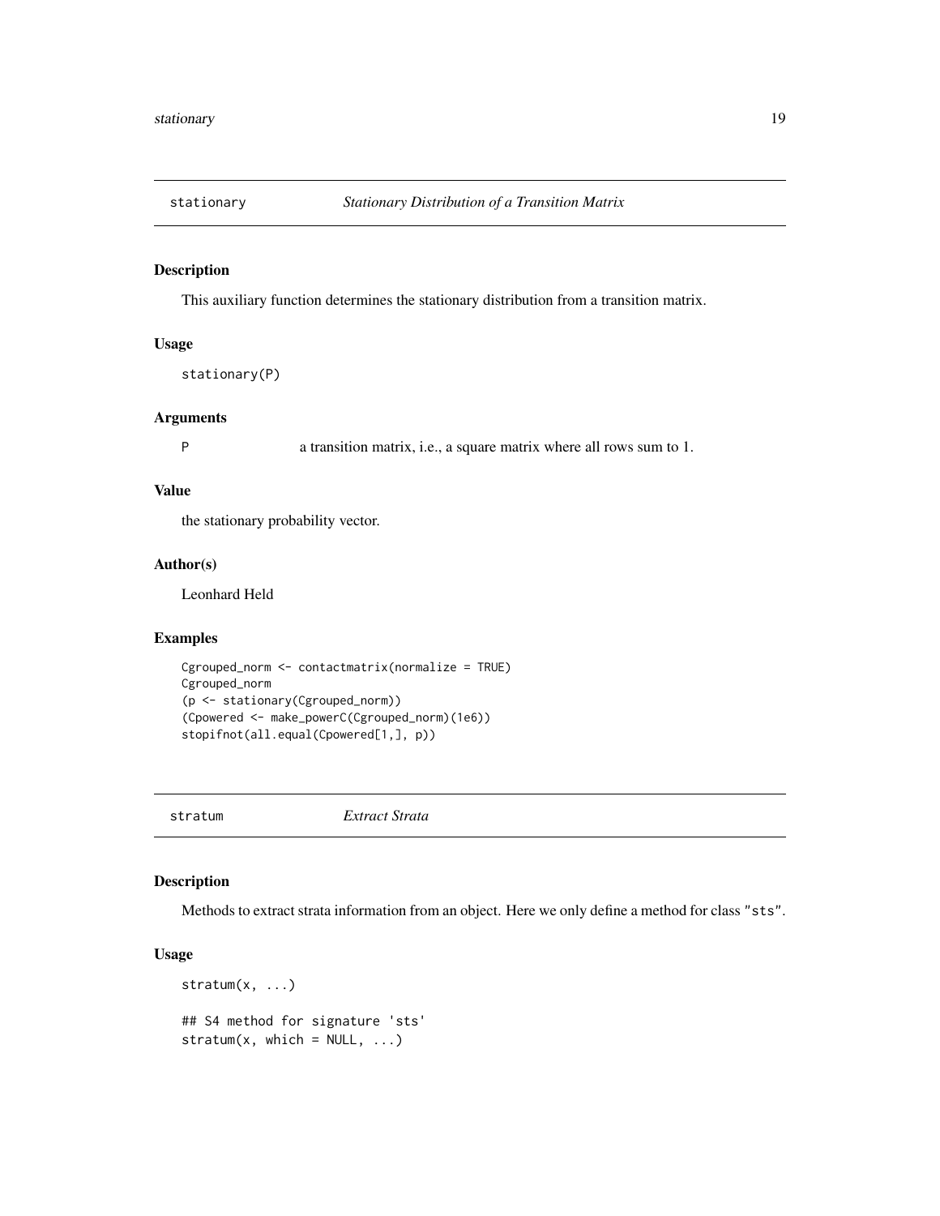## stationary *Stationary Distribution of a Transition Matrix*

### Description

This auxiliary function determines the stationary distribution from a transition matrix.

### Usage

```
stationary(P)
```

### Arguments

| | |
|---|---|
| P | a transition matrix, i.e., a square matrix where all rows sum to 1. |

### Value

the stationary probability vector.

### Author(s)

Leonhard Held

### Examples

```
Cgrouped_norm <- contactmatrix(normalize = TRUE)
Cgrouped_norm
(p <- stationary(Cgrouped_norm))
(Cpowered <- make_powerC(Cgrouped_norm)(1e6))
stopifnot(all.equal(Cpowered[1,], p))
```

## stratum *Extract Strata*

### Description

Methods to extract strata information from an object. Here we only define a method for class "sts".

### Usage

```
stratum(x, ...)

## S4 method for signature 'sts'
stratum(x, which = NULL, ...)
```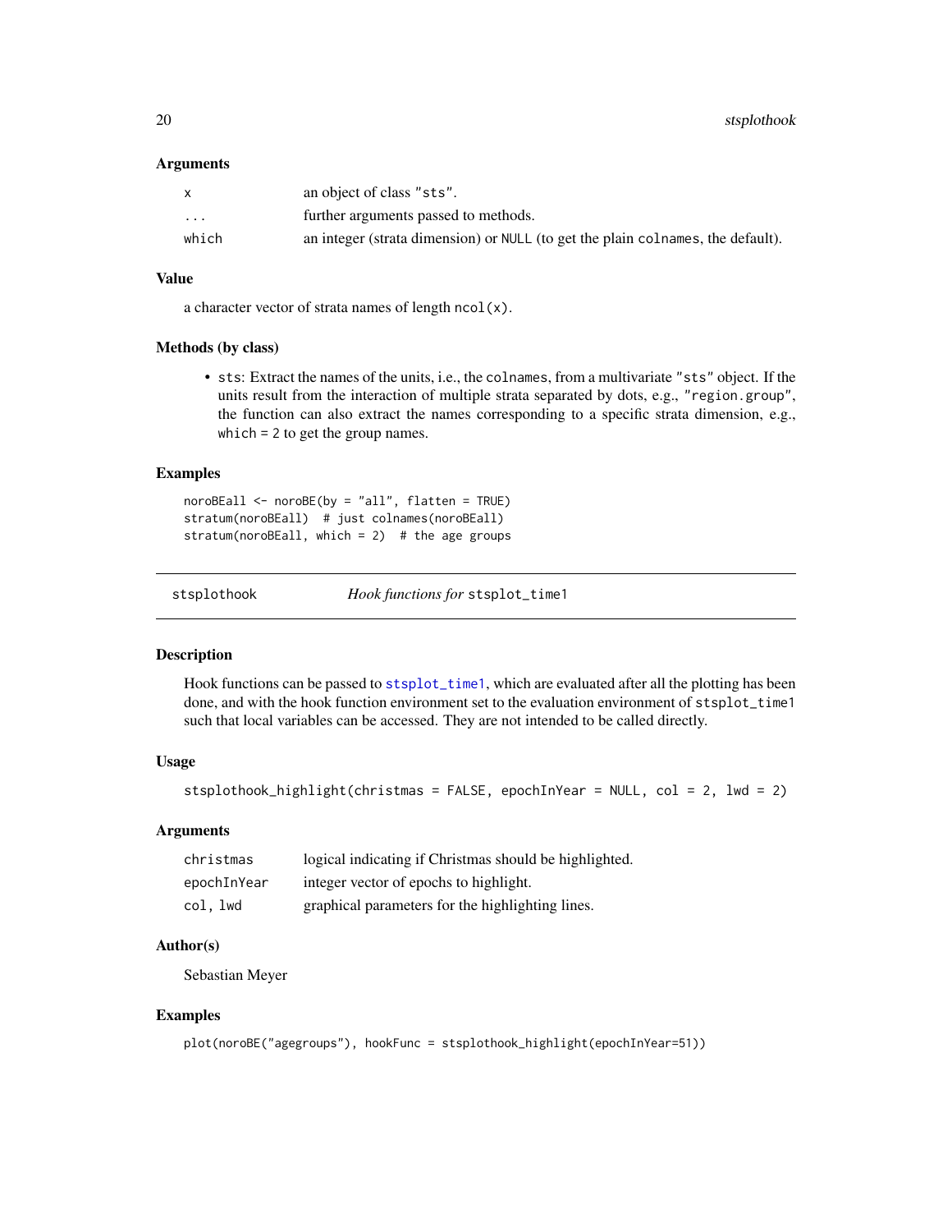### Arguments

| | |
|---|---|
| `x` | an object of class `"sts"`. |
| `...` | further arguments passed to methods. |
| `which` | an integer (strata dimension) or `NULL` (to get the plain `colnames`, the default). |

### Value

a character vector of strata names of length `ncol(x)`.

### Methods (by class)

- `sts`: Extract the names of the units, i.e., the `colnames`, from a multivariate `"sts"` object. If the units result from the interaction of multiple strata separated by dots, e.g., `"region.group"`, the function can also extract the names corresponding to a specific strata dimension, e.g., `which = 2` to get the group names.

### Examples

```
noroBEall <- noroBE(by = "all", flatten = TRUE)
stratum(noroBEall)  # just colnames(noroBEall)
stratum(noroBEall, which = 2)  # the age groups
```

---

## stsplothook — *Hook functions for* `stsplot_time1`

### Description

Hook functions can be passed to `stsplot_time1`, which are evaluated after all the plotting has been done, and with the hook function environment set to the evaluation environment of `stsplot_time1` such that local variables can be accessed. They are not intended to be called directly.

### Usage

```
stsplothook_highlight(christmas = FALSE, epochInYear = NULL, col = 2, lwd = 2)
```

### Arguments

| | |
|---|---|
| `christmas` | logical indicating if Christmas should be highlighted. |
| `epochInYear` | integer vector of epochs to highlight. |
| `col, lwd` | graphical parameters for the highlighting lines. |

### Author(s)

Sebastian Meyer

### Examples

```
plot(noroBE("agegroups"), hookFunc = stsplothook_highlight(epochInYear=51))
```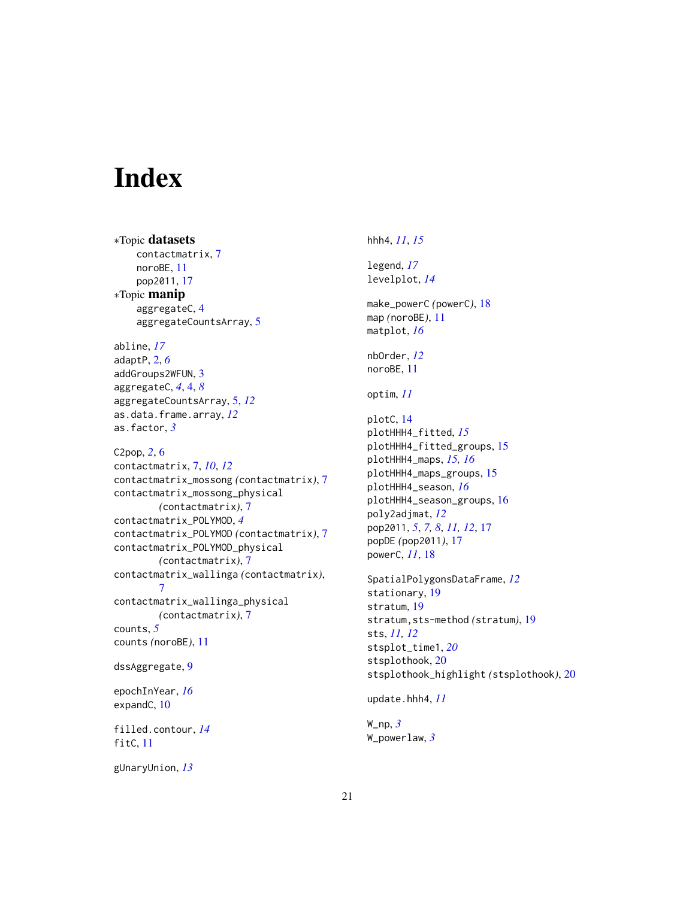# Index

∗Topic **datasets**
- contactmatrix, 7
- noroBE, 11
- pop2011, 17

∗Topic **manip**
- aggregateC, 4
- aggregateCountsArray, 5

abline, *17*
adaptP, 2, *6*
addGroups2WFUN, 3
aggregateC, *4*, 4, *8*
aggregateCountsArray, 5, *12*
as.data.frame.array, *12*
as.factor, *3*

C2pop, *2*, 6
contactmatrix, 7, *10*, *12*
contactmatrix_mossong *(contactmatrix)*, 7
contactmatrix_mossong_physical *(contactmatrix)*, 7
contactmatrix_POLYMOD, *4*
contactmatrix_POLYMOD *(contactmatrix)*, 7
contactmatrix_POLYMOD_physical *(contactmatrix)*, 7
contactmatrix_wallinga *(contactmatrix)*, 7
contactmatrix_wallinga_physical *(contactmatrix)*, 7
counts, *5*
counts *(noroBE)*, 11

dssAggregate, 9

epochInYear, *16*
expandC, 10

filled.contour, *14*
fitC, 11

gUnaryUnion, *13*

hhh4, *11*, *15*

legend, *17*
levelplot, *14*

make_powerC *(powerC)*, 18
map *(noroBE)*, 11
matplot, *16*

nbOrder, *12*
noroBE, 11

optim, *11*

plotC, 14
plotHHH4_fitted, *15*
plotHHH4_fitted_groups, 15
plotHHH4_maps, *15*, *16*
plotHHH4_maps_groups, 15
plotHHH4_season, *16*
plotHHH4_season_groups, 16
poly2adjmat, *12*
pop2011, *5*, *7*, *8*, *11*, *12*, 17
popDE *(pop2011)*, 17
powerC, *11*, 18

SpatialPolygonsDataFrame, *12*
stationary, 19
stratum, 19
stratum,sts-method *(stratum)*, 19
sts, *11*, *12*
stsplot_time1, *20*
stsplothook, 20
stsplothook_highlight *(stsplothook)*, 20

update.hhh4, *11*

W_np, *3*
W_powerlaw, *3*